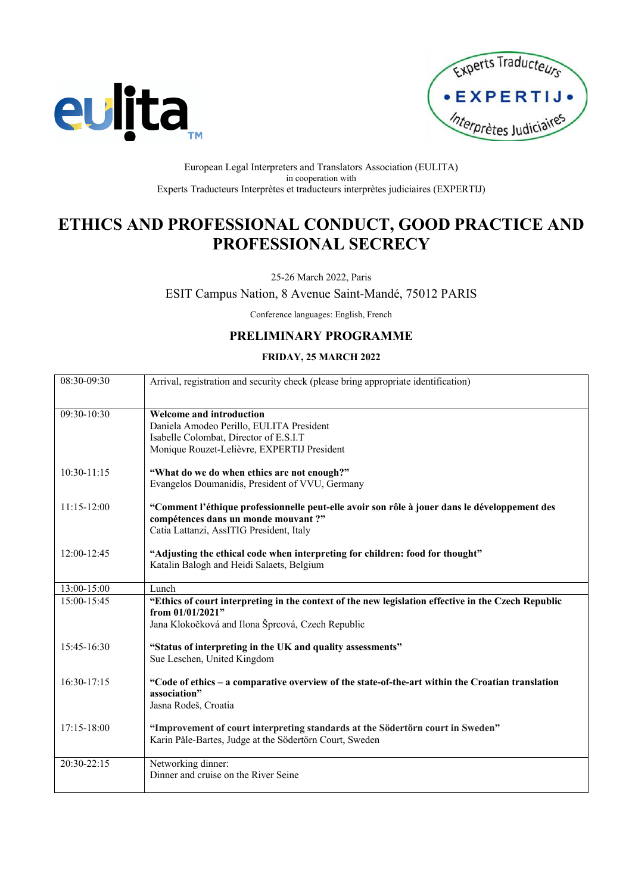European Legal Interpreters and Translators Association (EULITA)
in cooperation with
Experts Traducteurs Interprètes et traducteurs interprètes judiciaires (EXPERTIJ)

# ETHICS AND PROFESSIONAL CONDUCT, GOOD PRACTICE AND PROFESSIONAL SECRECY

25-26 March 2022, Paris

ESIT Campus Nation, 8 Avenue Saint-Mandé, 75012 PARIS

Conference languages: English, French

## PRELIMINARY PROGRAMME

### FRIDAY, 25 MARCH 2022

| | |
|---|---|
| 08:30-09:30 | Arrival, registration and security check (please bring appropriate identification) |
| 09:30-10:30 | **Welcome and introduction**<br>Daniela Amodeo Perillo, EULITA President<br>Isabelle Colombat, Director of E.S.I.T<br>Monique Rouzet-Lelièvre, EXPERTIJ President |
| 10:30-11:15 | **"What do we do when ethics are not enough?"**<br>Evangelos Doumanidis, President of VVU, Germany |
| 11:15-12:00 | **"Comment l'éthique professionnelle peut-elle avoir son rôle à jouer dans le développement des compétences dans un monde mouvant ?"**<br>Catia Lattanzi, AssITIG President, Italy |
| 12:00-12:45 | **"Adjusting the ethical code when interpreting for children: food for thought"**<br>Katalin Balogh and Heidi Salaets, Belgium |
| 13:00-15:00 | Lunch |
| 15:00-15:45 | **"Ethics of court interpreting in the context of the new legislation effective in the Czech Republic from 01/01/2021"**<br>Jana Klokočková and Ilona Šprcová, Czech Republic |
| 15:45-16:30 | **"Status of interpreting in the UK and quality assessments"**<br>Sue Leschen, United Kingdom |
| 16:30-17:15 | **"Code of ethics – a comparative overview of the state-of-the-art within the Croatian translation association"**<br>Jasna Rodeš, Croatia |
| 17:15-18:00 | **"Improvement of court interpreting standards at the Södertörn court in Sweden"**<br>Karin Påle-Bartes, Judge at the Södertörn Court, Sweden |
| 20:30-22:15 | Networking dinner:<br>Dinner and cruise on the River Seine |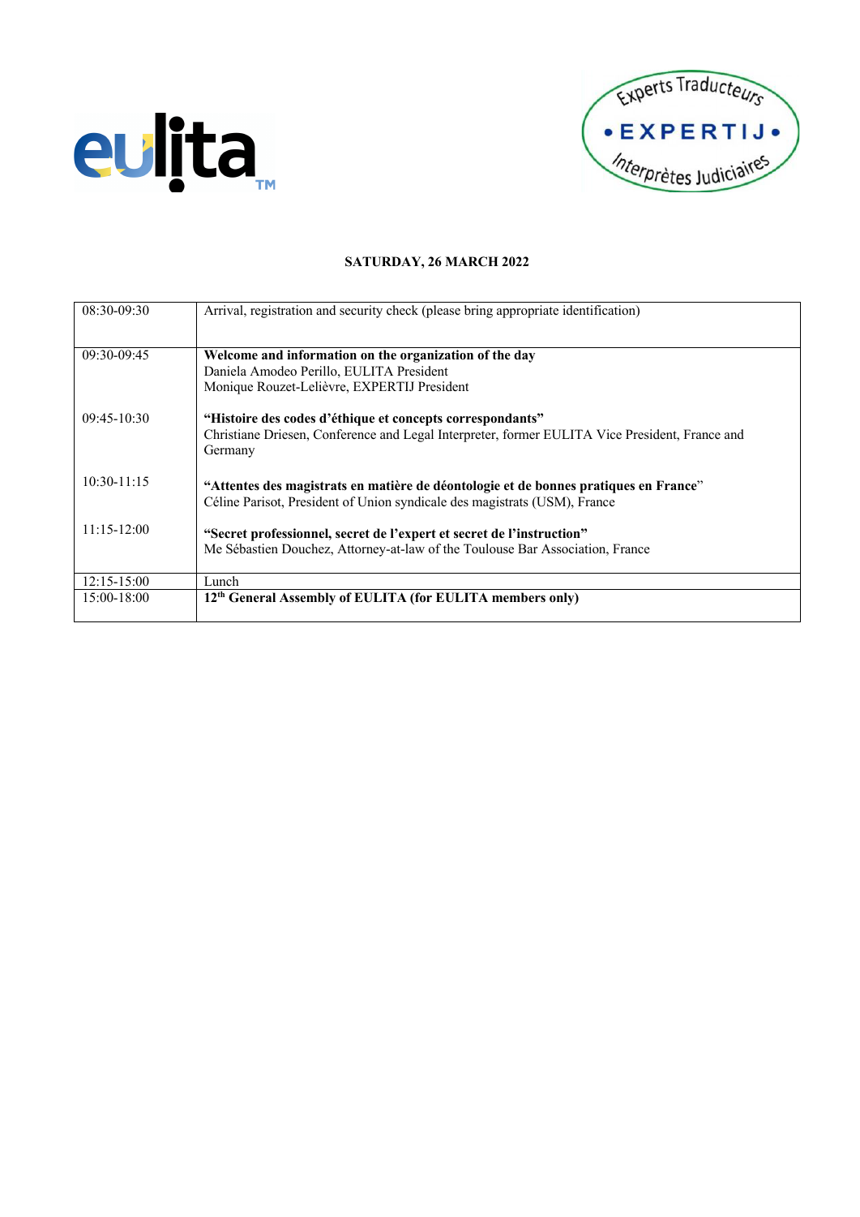**SATURDAY, 26 MARCH 2022**

| | |
|---|---|
| 08:30-09:30 | Arrival, registration and security check (please bring appropriate identification) |
| 09:30-09:45 | **Welcome and information on the organization of the day**<br>Daniela Amodeo Perillo, EULITA President<br>Monique Rouzet-Lelièvre, EXPERTIJ President |
| 09:45-10:30 | **"Histoire des codes d'éthique et concepts correspondants"**<br>Christiane Driesen, Conference and Legal Interpreter, former EULITA Vice President, France and Germany |
| 10:30-11:15 | **"Attentes des magistrats en matière de déontologie et de bonnes pratiques en France**"<br>Céline Parisot, President of Union syndicale des magistrats (USM), France |
| 11:15-12:00 | **"Secret professionnel, secret de l'expert et secret de l'instruction"**<br>Me Sébastien Douchez, Attorney-at-law of the Toulouse Bar Association, France |
| 12:15-15:00 | Lunch |
| 15:00-18:00 | **12th General Assembly of EULITA (for EULITA members only)** |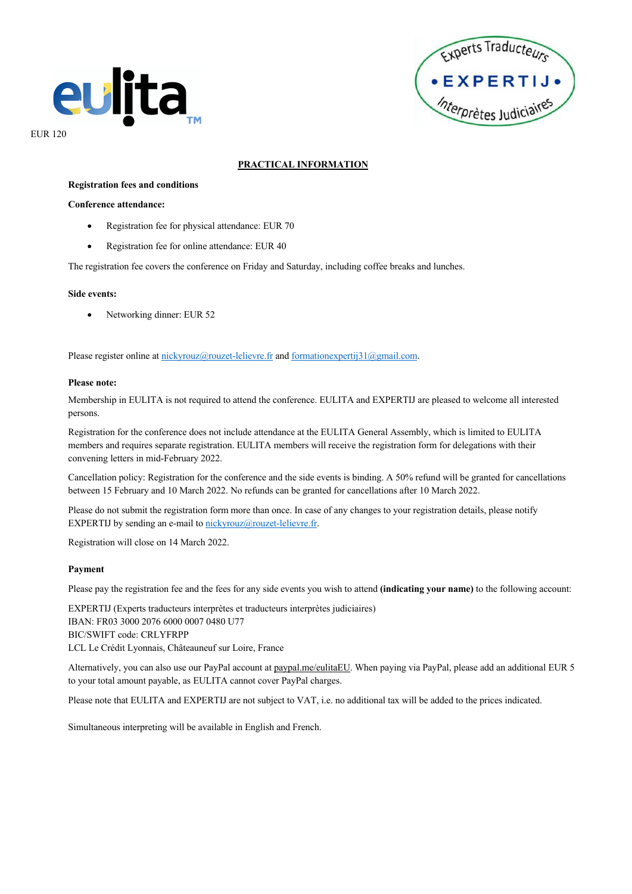EUR 120

## PRACTICAL INFORMATION

**Registration fees and conditions**

**Conference attendance:**

- Registration fee for physical attendance: EUR 70
- Registration fee for online attendance: EUR 40

The registration fee covers the conference on Friday and Saturday, including coffee breaks and lunches.

**Side events:**

- Networking dinner: EUR 52

Please register online at nickyrouz@rouzet-lelievre.fr and formationexpertij31@gmail.com.

**Please note:**

Membership in EULITA is not required to attend the conference. EULITA and EXPERTIJ are pleased to welcome all interested persons.

Registration for the conference does not include attendance at the EULITA General Assembly, which is limited to EULITA members and requires separate registration. EULITA members will receive the registration form for delegations with their convening letters in mid-February 2022.

Cancellation policy: Registration for the conference and the side events is binding. A 50% refund will be granted for cancellations between 15 February and 10 March 2022. No refunds can be granted for cancellations after 10 March 2022.

Please do not submit the registration form more than once. In case of any changes to your registration details, please notify EXPERTIJ by sending an e-mail to nickyrouz@rouzet-lelievre.fr.

Registration will close on 14 March 2022.

**Payment**

Please pay the registration fee and the fees for any side events you wish to attend **(indicating your name)** to the following account:

EXPERTIJ (Experts traducteurs interprètes et traducteurs interprètes judiciaires)
IBAN: FR03 3000 2076 6000 0007 0480 U77
BIC/SWIFT code: CRLYFRPP
LCL Le Crédit Lyonnais, Châteauneuf sur Loire, France

Alternatively, you can also use our PayPal account at paypal.me/eulitaEU. When paying via PayPal, please add an additional EUR 5 to your total amount payable, as EULITA cannot cover PayPal charges.

Please note that EULITA and EXPERTIJ are not subject to VAT, i.e. no additional tax will be added to the prices indicated.

Simultaneous interpreting will be available in English and French.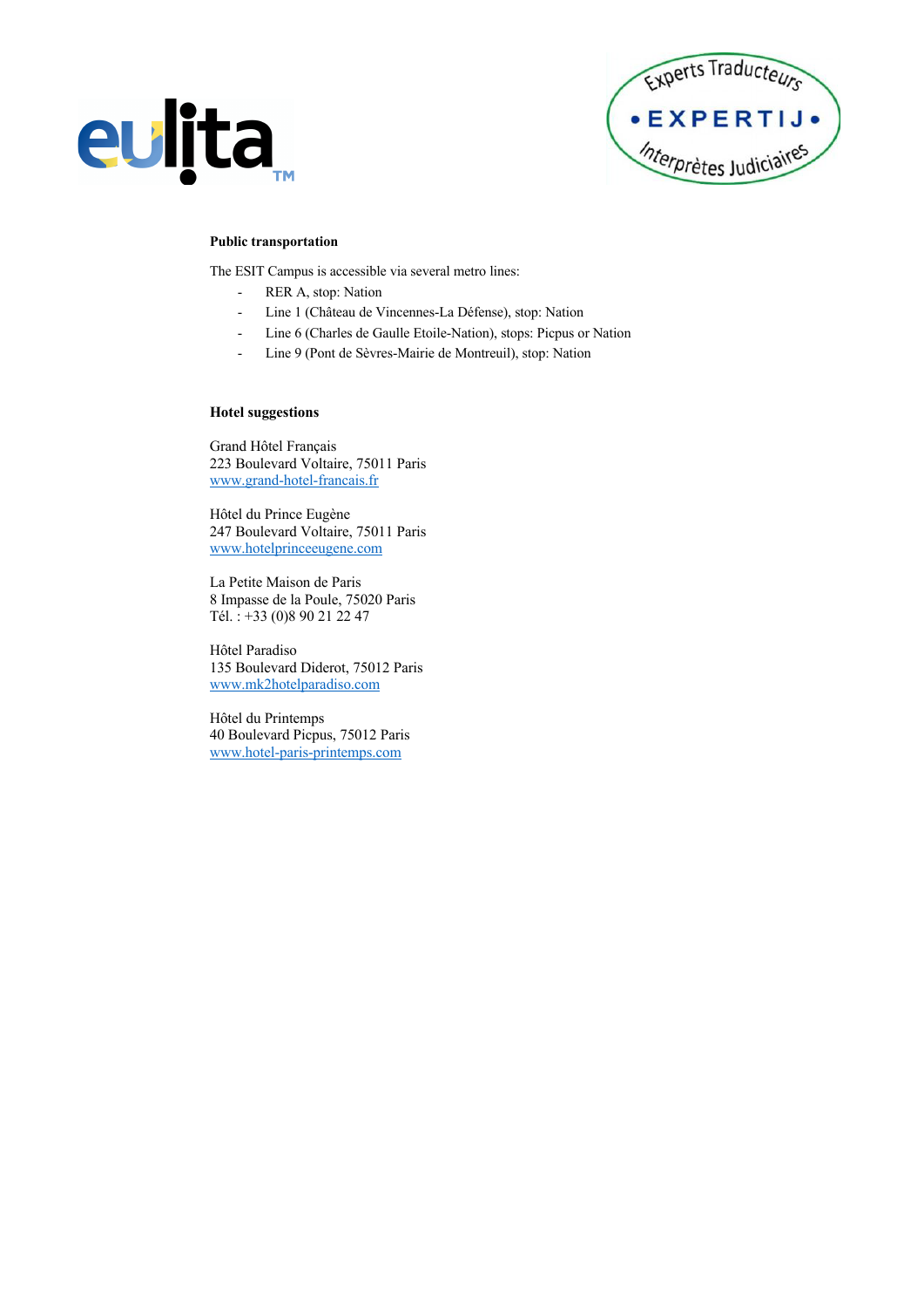**Public transportation**

The ESIT Campus is accessible via several metro lines:

- RER A, stop: Nation
- Line 1 (Château de Vincennes-La Défense), stop: Nation
- Line 6 (Charles de Gaulle Etoile-Nation), stops: Picpus or Nation
- Line 9 (Pont de Sèvres-Mairie de Montreuil), stop: Nation

**Hotel suggestions**

Grand Hôtel Français
223 Boulevard Voltaire, 75011 Paris
www.grand-hotel-francais.fr

Hôtel du Prince Eugène
247 Boulevard Voltaire, 75011 Paris
www.hotelprinceeugene.com

La Petite Maison de Paris
8 Impasse de la Poule, 75020 Paris
Tél. : +33 (0)8 90 21 22 47

Hôtel Paradiso
135 Boulevard Diderot, 75012 Paris
www.mk2hotelparadiso.com

Hôtel du Printemps
40 Boulevard Picpus, 75012 Paris
www.hotel-paris-printemps.com